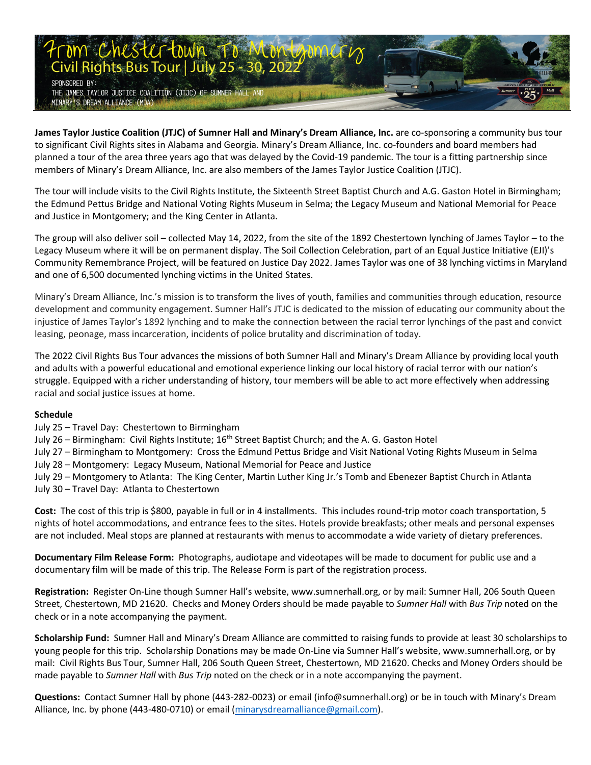# From Chestertown To Montgomery

## Civil Rights Bus Tour | July 25 - 30, 2022

SPONSORED BY:
THE JAMES TAYLOR JUSTICE COALITION (JTJC) OF SUMNER HALL AND MINARY'S DREAM ALLIANCE (MDA)

**James Taylor Justice Coalition (JTJC) of Sumner Hall and Minary's Dream Alliance, Inc.** are co-sponsoring a community bus tour to significant Civil Rights sites in Alabama and Georgia. Minary's Dream Alliance, Inc. co-founders and board members had planned a tour of the area three years ago that was delayed by the Covid-19 pandemic. The tour is a fitting partnership since members of Minary's Dream Alliance, Inc. are also members of the James Taylor Justice Coalition (JTJC).

The tour will include visits to the Civil Rights Institute, the Sixteenth Street Baptist Church and A.G. Gaston Hotel in Birmingham; the Edmund Pettus Bridge and National Voting Rights Museum in Selma; the Legacy Museum and National Memorial for Peace and Justice in Montgomery; and the King Center in Atlanta.

The group will also deliver soil – collected May 14, 2022, from the site of the 1892 Chestertown lynching of James Taylor – to the Legacy Museum where it will be on permanent display. The Soil Collection Celebration, part of an Equal Justice Initiative (EJI)'s Community Remembrance Project, will be featured on Justice Day 2022. James Taylor was one of 38 lynching victims in Maryland and one of 6,500 documented lynching victims in the United States.

Minary's Dream Alliance, Inc.'s mission is to transform the lives of youth, families and communities through education, resource development and community engagement. Sumner Hall's JTJC is dedicated to the mission of educating our community about the injustice of James Taylor's 1892 lynching and to make the connection between the racial terror lynchings of the past and convict leasing, peonage, mass incarceration, incidents of police brutality and discrimination of today.

The 2022 Civil Rights Bus Tour advances the missions of both Sumner Hall and Minary's Dream Alliance by providing local youth and adults with a powerful educational and emotional experience linking our local history of racial terror with our nation's struggle. Equipped with a richer understanding of history, tour members will be able to act more effectively when addressing racial and social justice issues at home.

**Schedule**

July 25 – Travel Day: Chestertown to Birmingham
July 26 – Birmingham: Civil Rights Institute; 16th Street Baptist Church; and the A. G. Gaston Hotel
July 27 – Birmingham to Montgomery: Cross the Edmund Pettus Bridge and Visit National Voting Rights Museum in Selma
July 28 – Montgomery: Legacy Museum, National Memorial for Peace and Justice
July 29 – Montgomery to Atlanta: The King Center, Martin Luther King Jr.'s Tomb and Ebenezer Baptist Church in Atlanta
July 30 – Travel Day: Atlanta to Chestertown

**Cost:** The cost of this trip is $800, payable in full or in 4 installments. This includes round-trip motor coach transportation, 5 nights of hotel accommodations, and entrance fees to the sites. Hotels provide breakfasts; other meals and personal expenses are not included. Meal stops are planned at restaurants with menus to accommodate a wide variety of dietary preferences.

**Documentary Film Release Form:** Photographs, audiotape and videotapes will be made to document for public use and a documentary film will be made of this trip. The Release Form is part of the registration process.

**Registration:** Register On-Line though Sumner Hall's website, www.sumnerhall.org, or by mail: Sumner Hall, 206 South Queen Street, Chestertown, MD 21620. Checks and Money Orders should be made payable to *Sumner Hall* with *Bus Trip* noted on the check or in a note accompanying the payment.

**Scholarship Fund:** Sumner Hall and Minary's Dream Alliance are committed to raising funds to provide at least 30 scholarships to young people for this trip. Scholarship Donations may be made On-Line via Sumner Hall's website, www.sumnerhall.org, or by mail: Civil Rights Bus Tour, Sumner Hall, 206 South Queen Street, Chestertown, MD 21620. Checks and Money Orders should be made payable to *Sumner Hall* with *Bus Trip* noted on the check or in a note accompanying the payment.

**Questions:** Contact Sumner Hall by phone (443-282-0023) or email (info@sumnerhall.org) or be in touch with Minary's Dream Alliance, Inc. by phone (443-480-0710) or email (minarysdreamalliance@gmail.com).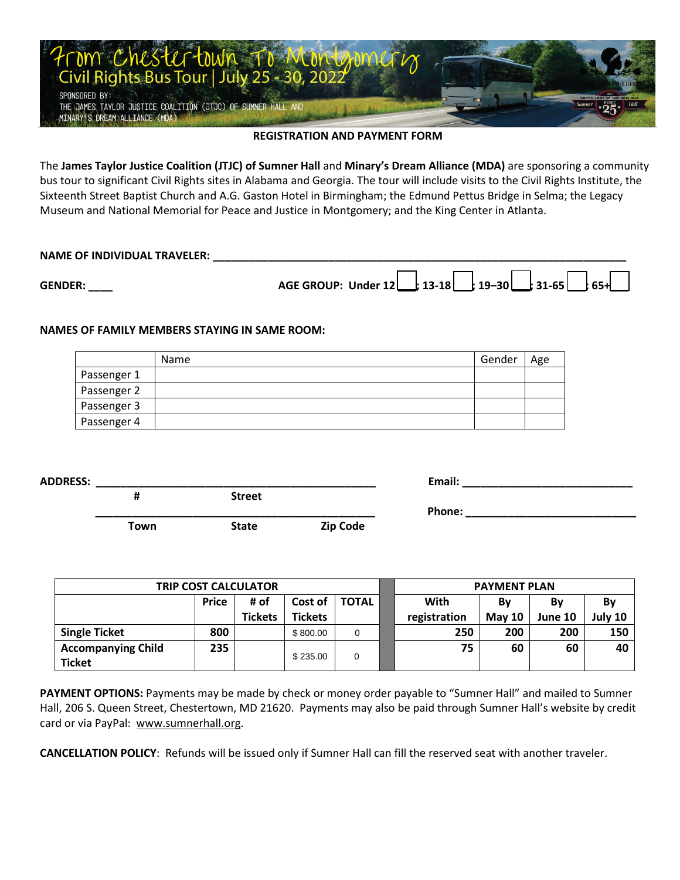# From Chestertown To Montgomery

## Civil Rights Bus Tour | July 25 - 30, 2022

SPONSORED BY:
THE JAMES TAYLOR JUSTICE COALITION (JTJC) OF SUMNER HALL AND MINARY'S DREAM ALLIANCE (MDA)

**REGISTRATION AND PAYMENT FORM**

The **James Taylor Justice Coalition (JTJC) of Sumner Hall** and **Minary's Dream Alliance (MDA)** are sponsoring a community bus tour to significant Civil Rights sites in Alabama and Georgia. The tour will include visits to the Civil Rights Institute, the Sixteenth Street Baptist Church and A.G. Gaston Hotel in Birmingham; the Edmund Pettus Bridge in Selma; the Legacy Museum and National Memorial for Peace and Justice in Montgomery; and the King Center in Atlanta.

**NAME OF INDIVIDUAL TRAVELER:** ______________________________________________

**GENDER:** ____ **AGE GROUP: Under 12** ☐; **13-18** ☐; **19–30** ☐; **31-65** ☐; **65+** ☐

**NAMES OF FAMILY MEMBERS STAYING IN SAME ROOM:**

| | Name | Gender | Age |
|---|---|---|---|
| Passenger 1 | | | |
| Passenger 2 | | | |
| Passenger 3 | | | |
| Passenger 4 | | | |

**ADDRESS:** ______________________________________________ **Email:** ____________________________

**#** **Street**

______________________________________________ **Phone:** ____________________________

**Town** **State** **Zip Code**

| TRIP COST CALCULATOR | | | | | PAYMENT PLAN | | | |
|---|---|---|---|---|---|---|---|---|
| | Price | # of Tickets | Cost of Tickets | TOTAL | With registration | By May 10 | By June 10 | By July 10 |
| **Single Ticket** | 800 | | $ 800.00 | 0 | 250 | 200 | 200 | 150 |
| **Accompanying Child Ticket** | 235 | | $ 235.00 | 0 | 75 | 60 | 60 | 40 |

**PAYMENT OPTIONS:** Payments may be made by check or money order payable to "Sumner Hall" and mailed to Sumner Hall, 206 S. Queen Street, Chestertown, MD 21620. Payments may also be paid through Sumner Hall's website by credit card or via PayPal: www.sumnerhall.org.

**CANCELLATION POLICY**: Refunds will be issued only if Sumner Hall can fill the reserved seat with another traveler.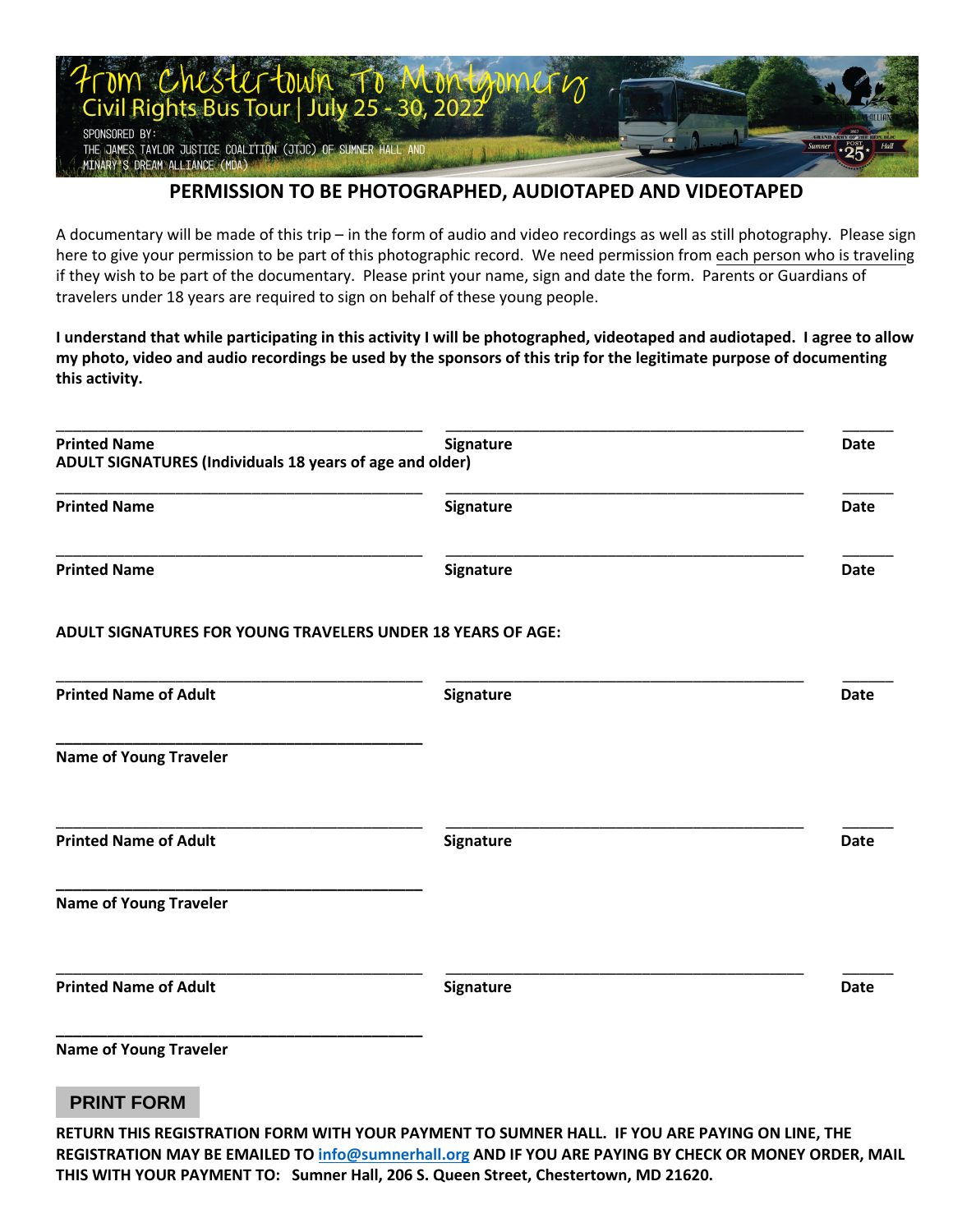From Chestertown To Montgomery

Civil Rights Bus Tour | July 25 - 30, 2022

SPONSORED BY:
THE JAMES TAYLOR JUSTICE COALITION (JTJC) OF SUMNER HALL AND MINARY'S DREAM ALLIANCE (MDA)

## PERMISSION TO BE PHOTOGRAPHED, AUDIOTAPED AND VIDEOTAPED

A documentary will be made of this trip – in the form of audio and video recordings as well as still photography. Please sign here to give your permission to be part of this photographic record. We need permission from each person who is traveling if they wish to be part of the documentary. Please print your name, sign and date the form. Parents or Guardians of travelers under 18 years are required to sign on behalf of these young people.

**I understand that while participating in this activity I will be photographed, videotaped and audiotaped. I agree to allow my photo, video and audio recordings be used by the sponsors of this trip for the legitimate purpose of documenting this activity.**

______________________________ ______________________________ ______

**Printed Name** **Signature** **Date**

**ADULT SIGNATURES (Individuals 18 years of age and older)**

______________________________ ______________________________ ______

**Printed Name** **Signature** **Date**

______________________________ ______________________________ ______

**Printed Name** **Signature** **Date**

**ADULT SIGNATURES FOR YOUNG TRAVELERS UNDER 18 YEARS OF AGE:**

______________________________ ______________________________ ______

**Printed Name of Adult** **Signature** **Date**

______________________________

**Name of Young Traveler**

______________________________ ______________________________ ______

**Printed Name of Adult** **Signature** **Date**

______________________________

**Name of Young Traveler**

______________________________ ______________________________ ______

**Printed Name of Adult** **Signature** **Date**

______________________________

**Name of Young Traveler**

**PRINT FORM**

**RETURN THIS REGISTRATION FORM WITH YOUR PAYMENT TO SUMNER HALL. IF YOU ARE PAYING ON LINE, THE REGISTRATION MAY BE EMAILED TO info@sumnerhall.org AND IF YOU ARE PAYING BY CHECK OR MONEY ORDER, MAIL THIS WITH YOUR PAYMENT TO: Sumner Hall, 206 S. Queen Street, Chestertown, MD 21620.**